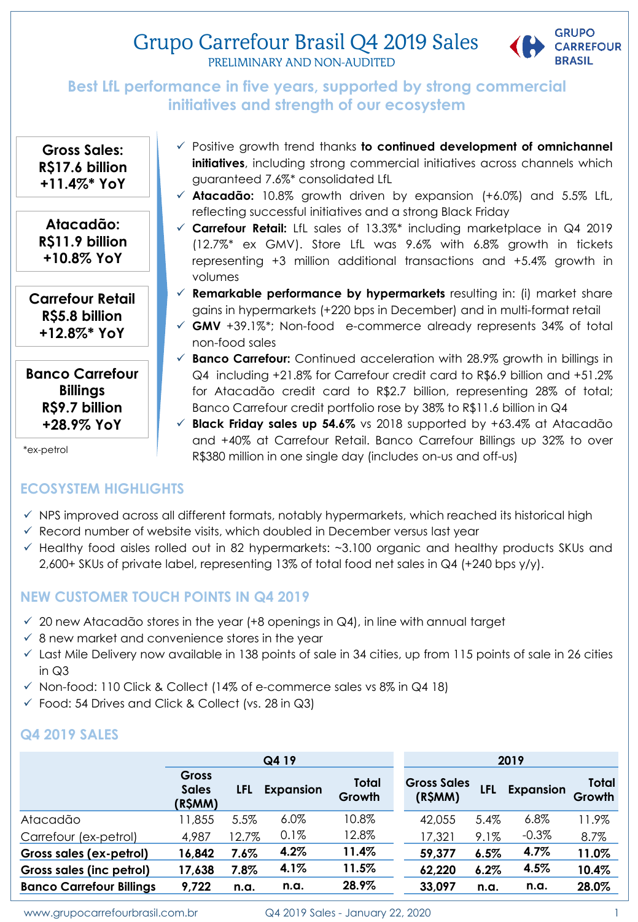# Grupo Carrefour Brasil Q4 2019 Sales

PRELIMINARY AND NON-AUDITED

## Best LfL performance in five years, supported by strong commercial initiatives and strength of our ecosystem

**Gross Sales: R$17.6 billion +11.4%* YoY**

**Atacadão: R$11.9 billion +10.8% YoY**

**Carrefour Retail R$5.8 billion +12.8%* YoY**

**Banco Carrefour Billings R$9.7 billion +28.9% YoY**

*ex-petrol

- ✓ Positive growth trend thanks **to continued development of omnichannel initiatives**, including strong commercial initiatives across channels which guaranteed 7.6%* consolidated LfL
- ✓ **Atacadão:** 10.8% growth driven by expansion (+6.0%) and 5.5% LfL, reflecting successful initiatives and a strong Black Friday
- ✓ **Carrefour Retail:** LfL sales of 13.3%* including marketplace in Q4 2019 (12.7%* ex GMV). Store LfL was 9.6% with 6.8% growth in tickets representing +3 million additional transactions and +5.4% growth in volumes
- ✓ **Remarkable performance by hypermarkets** resulting in: (i) market share gains in hypermarkets (+220 bps in December) and in multi-format retail
- ✓ **GMV** +39.1%*; Non-food e-commerce already represents 34% of total non-food sales
- ✓ **Banco Carrefour:** Continued acceleration with 28.9% growth in billings in Q4 including +21.8% for Carrefour credit card to R$6.9 billion and +51.2% for Atacadão credit card to R$2.7 billion, representing 28% of total; Banco Carrefour credit portfolio rose by 38% to R$11.6 billion in Q4
- ✓ **Black Friday sales up 54.6%** vs 2018 supported by +63.4% at Atacadão and +40% at Carrefour Retail. Banco Carrefour Billings up 32% to over R$380 million in one single day (includes on-us and off-us)

## ECOSYSTEM HIGHLIGHTS

- ✓ NPS improved across all different formats, notably hypermarkets, which reached its historical high
- ✓ Record number of website visits, which doubled in December versus last year
- ✓ Healthy food aisles rolled out in 82 hypermarkets: ~3.100 organic and healthy products SKUs and 2,600+ SKUs of private label, representing 13% of total food net sales in Q4 (+240 bps y/y).

## NEW CUSTOMER TOUCH POINTS IN Q4 2019

- ✓ 20 new Atacadão stores in the year (+8 openings in Q4), in line with annual target
- ✓ 8 new market and convenience stores in the year
- ✓ Last Mile Delivery now available in 138 points of sale in 34 cities, up from 115 points of sale in 26 cities in Q3
- ✓ Non-food: 110 Click & Collect (14% of e-commerce sales vs 8% in Q4 18)
- ✓ Food: 54 Drives and Click & Collect (vs. 28 in Q3)

## Q4 2019 SALES

| | Q4 19 | | | | 2019 | | | |
|---|---|---|---|---|---|---|---|---|
| | Gross Sales (R$MM) | LFL | Expansion | Total Growth | Gross Sales (R$MM) | LFL | Expansion | Total Growth |
| Atacadão | 11,855 | 5.5% | 6.0% | 10.8% | 42,055 | 5.4% | 6.8% | 11.9% |
| Carrefour (ex-petrol) | 4,987 | 12.7% | 0.1% | 12.8% | 17,321 | 9.1% | -0.3% | 8.7% |
| **Gross sales (ex-petrol)** | **16,842** | **7.6%** | **4.2%** | **11.4%** | **59,377** | **6.5%** | **4.7%** | **11.0%** |
| **Gross sales (inc petrol)** | **17,638** | **7.8%** | **4.1%** | **11.5%** | **62,220** | **6.2%** | **4.5%** | **10.4%** |
| **Banco Carrefour Billings** | **9,722** | **n.a.** | **n.a.** | **28.9%** | **33,097** | **n.a.** | **n.a.** | **28.0%** |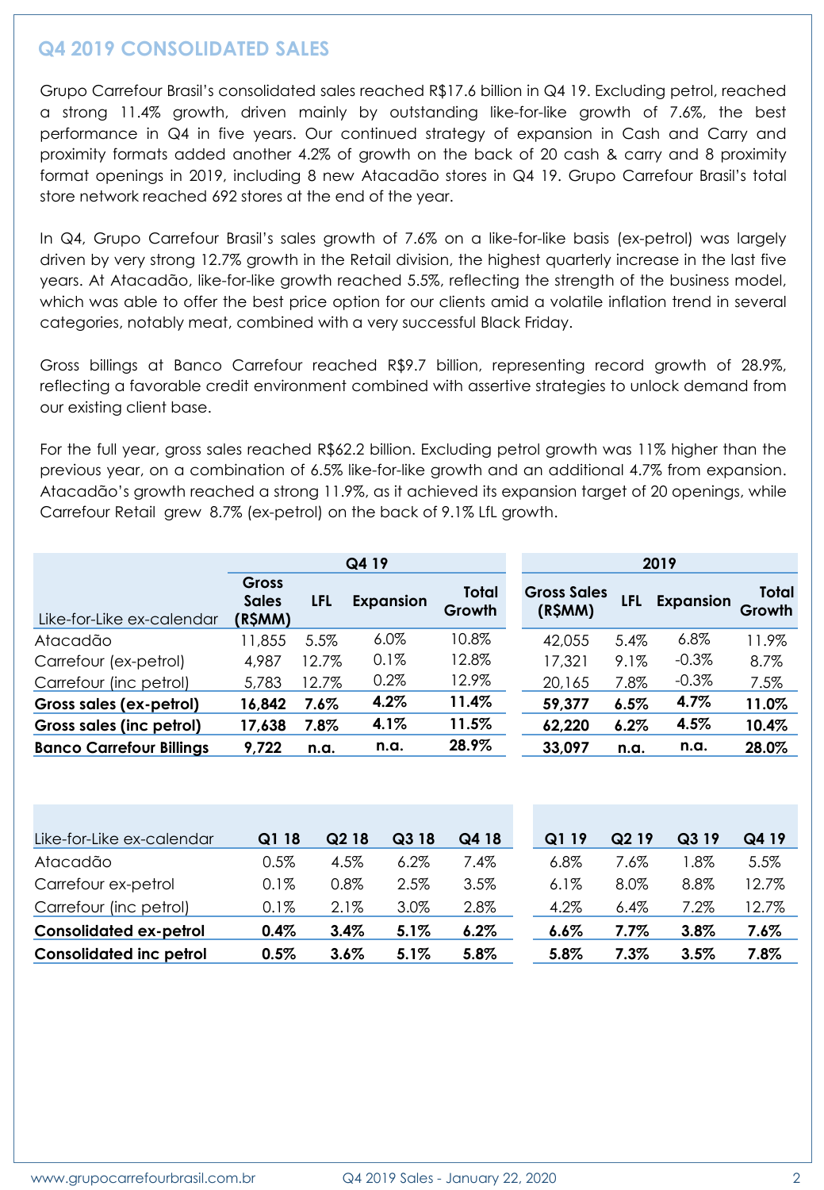## Q4 2019 CONSOLIDATED SALES

Grupo Carrefour Brasil's consolidated sales reached R$17.6 billion in Q4 19. Excluding petrol, reached a strong 11.4% growth, driven mainly by outstanding like-for-like growth of 7.6%, the best performance in Q4 in five years. Our continued strategy of expansion in Cash and Carry and proximity formats added another 4.2% of growth on the back of 20 cash & carry and 8 proximity format openings in 2019, including 8 new Atacadão stores in Q4 19. Grupo Carrefour Brasil's total store network reached 692 stores at the end of the year.

In Q4, Grupo Carrefour Brasil's sales growth of 7.6% on a like-for-like basis (ex-petrol) was largely driven by very strong 12.7% growth in the Retail division, the highest quarterly increase in the last five years. At Atacadão, like-for-like growth reached 5.5%, reflecting the strength of the business model, which was able to offer the best price option for our clients amid a volatile inflation trend in several categories, notably meat, combined with a very successful Black Friday.

Gross billings at Banco Carrefour reached R$9.7 billion, representing record growth of 28.9%, reflecting a favorable credit environment combined with assertive strategies to unlock demand from our existing client base.

For the full year, gross sales reached R$62.2 billion. Excluding petrol growth was 11% higher than the previous year, on a combination of 6.5% like-for-like growth and an additional 4.7% from expansion. Atacadão's growth reached a strong 11.9%, as it achieved its expansion target of 20 openings, while Carrefour Retail grew 8.7% (ex-petrol) on the back of 9.1% LfL growth.

| | Q4 19 | | | | 2019 | | | |
|---|---|---|---|---|---|---|---|---|
| Like-for-Like ex-calendar | Gross Sales (R$MM) | LFL | Expansion | Total Growth | Gross Sales (R$MM) | LFL | Expansion | Total Growth |
| Atacadão | 11,855 | 5.5% | 6.0% | 10.8% | 42,055 | 5.4% | 6.8% | 11.9% |
| Carrefour (ex-petrol) | 4,987 | 12.7% | 0.1% | 12.8% | 17,321 | 9.1% | -0.3% | 8.7% |
| Carrefour (inc petrol) | 5,783 | 12.7% | 0.2% | 12.9% | 20,165 | 7.8% | -0.3% | 7.5% |
| **Gross sales (ex-petrol)** | **16,842** | **7.6%** | **4.2%** | **11.4%** | **59,377** | **6.5%** | **4.7%** | **11.0%** |
| **Gross sales (inc petrol)** | **17,638** | **7.8%** | **4.1%** | **11.5%** | **62,220** | **6.2%** | **4.5%** | **10.4%** |
| **Banco Carrefour Billings** | **9,722** | **n.a.** | **n.a.** | **28.9%** | **33,097** | **n.a.** | **n.a.** | **28.0%** |

| Like-for-Like ex-calendar | Q1 18 | Q2 18 | Q3 18 | Q4 18 | Q1 19 | Q2 19 | Q3 19 | Q4 19 |
|---|---|---|---|---|---|---|---|---|
| Atacadão | 0.5% | 4.5% | 6.2% | 7.4% | 6.8% | 7.6% | 1.8% | 5.5% |
| Carrefour ex-petrol | 0.1% | 0.8% | 2.5% | 3.5% | 6.1% | 8.0% | 8.8% | 12.7% |
| Carrefour (inc petrol) | 0.1% | 2.1% | 3.0% | 2.8% | 4.2% | 6.4% | 7.2% | 12.7% |
| **Consolidated ex-petrol** | **0.4%** | **3.4%** | **5.1%** | **6.2%** | **6.6%** | **7.7%** | **3.8%** | **7.6%** |
| **Consolidated inc petrol** | **0.5%** | **3.6%** | **5.1%** | **5.8%** | **5.8%** | **7.3%** | **3.5%** | **7.8%** |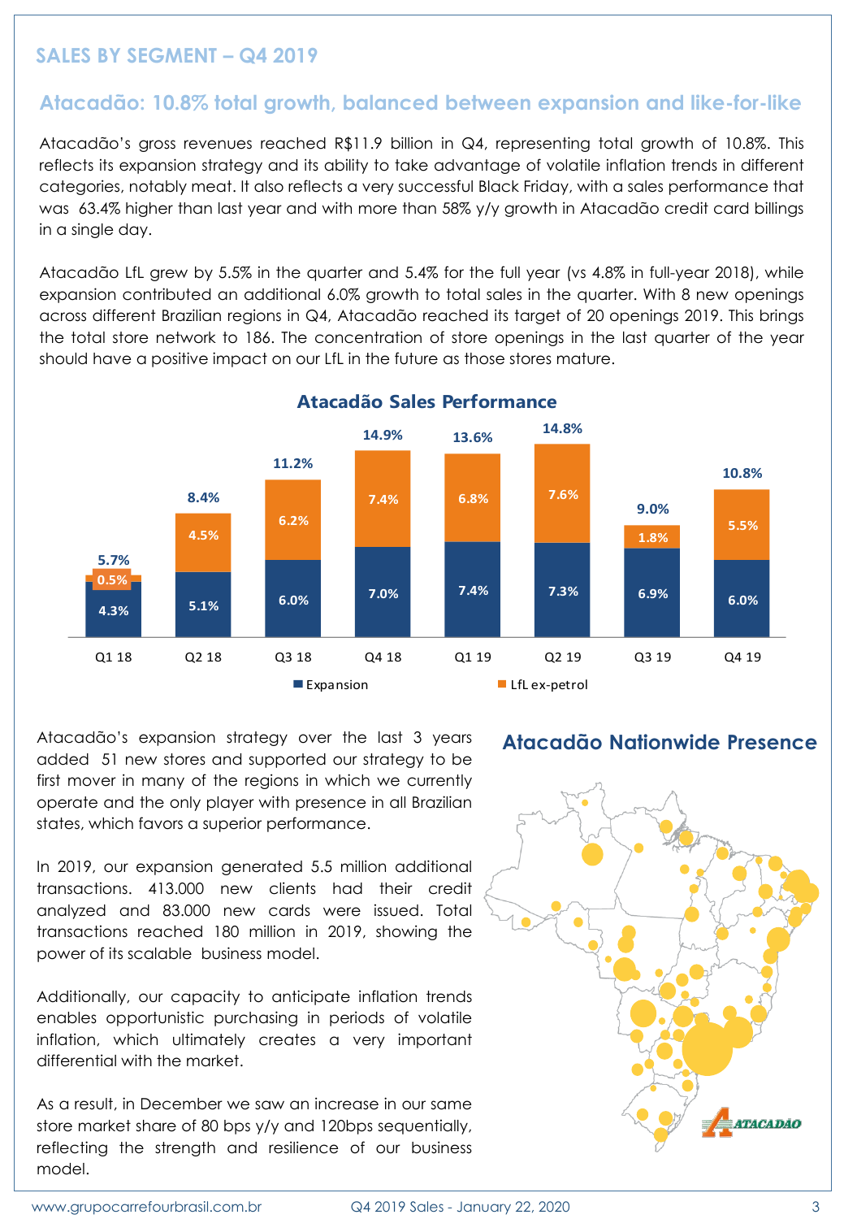## SALES BY SEGMENT – Q4 2019

### Atacadão: 10.8% total growth, balanced between expansion and like-for-like

Atacadão's gross revenues reached R$11.9 billion in Q4, representing total growth of 10.8%. This reflects its expansion strategy and its ability to take advantage of volatile inflation trends in different categories, notably meat. It also reflects a very successful Black Friday, with a sales performance that was 63.4% higher than last year and with more than 58% y/y growth in Atacadão credit card billings in a single day.

Atacadão LfL grew by 5.5% in the quarter and 5.4% for the full year (vs 4.8% in full-year 2018), while expansion contributed an additional 6.0% growth to total sales in the quarter. With 8 new openings across different Brazilian regions in Q4, Atacadão reached its target of 20 openings 2019. This brings the total store network to 186. The concentration of store openings in the last quarter of the year should have a positive impact on our LfL in the future as those stores mature.

**Atacadão Sales Performance**

| | Q1 18 | Q2 18 | Q3 18 | Q4 18 | Q1 19 | Q2 19 | Q3 19 | Q4 19 |
|---|---|---|---|---|---|---|---|---|
| Expansion | 4.3% | 5.1% | 6.0% | 7.0% | 7.4% | 7.3% | 6.9% | 6.0% |
| LfL ex-petrol | 0.5% | 4.5% | 6.2% | 7.4% | 6.8% | 7.6% | 1.8% | 5.5% |
| Total | 5.7% | 8.4% | 11.2% | 14.9% | 13.6% | 14.8% | 9.0% | 10.8% |

Atacadão's expansion strategy over the last 3 years added 51 new stores and supported our strategy to be first mover in many of the regions in which we currently operate and the only player with presence in all Brazilian states, which favors a superior performance.

In 2019, our expansion generated 5.5 million additional transactions. 413.000 new clients had their credit analyzed and 83.000 new cards were issued. Total transactions reached 180 million in 2019, showing the power of its scalable business model.

Additionally, our capacity to anticipate inflation trends enables opportunistic purchasing in periods of volatile inflation, which ultimately creates a very important differential with the market.

As a result, in December we saw an increase in our same store market share of 80 bps y/y and 120bps sequentially, reflecting the strength and resilience of our business model.

**Atacadão Nationwide Presence**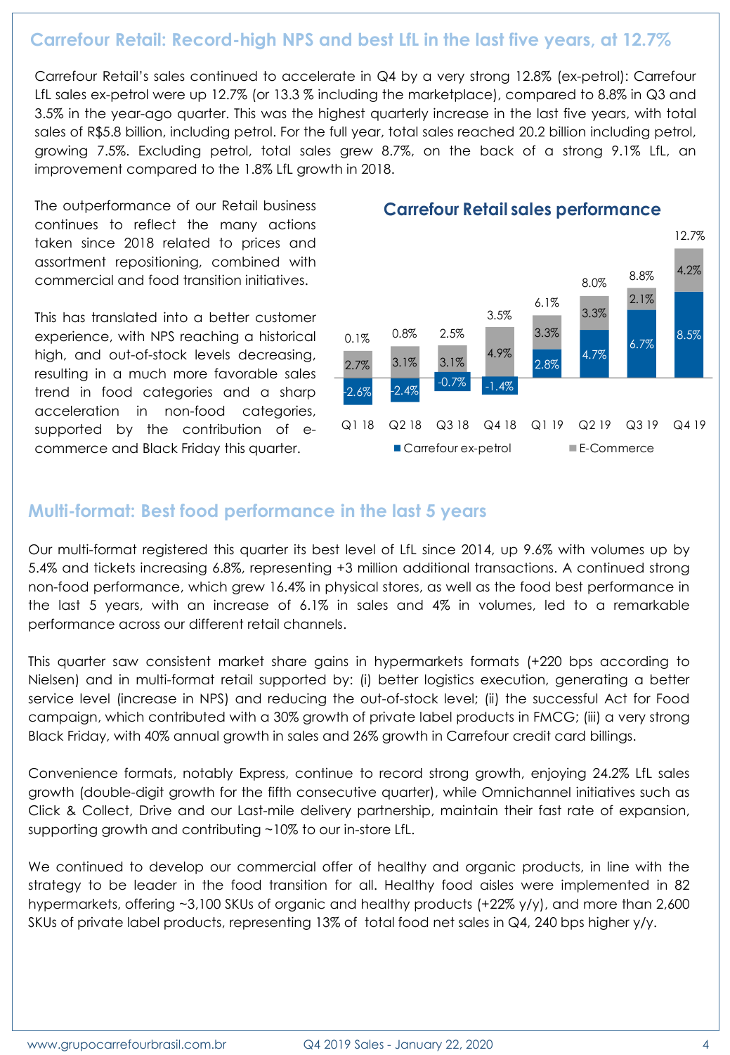## Carrefour Retail: Record-high NPS and best LfL in the last five years, at 12.7%

Carrefour Retail's sales continued to accelerate in Q4 by a very strong 12.8% (ex-petrol): Carrefour LfL sales ex-petrol were up 12.7% (or 13.3 % including the marketplace), compared to 8.8% in Q3 and 3.5% in the year-ago quarter. This was the highest quarterly increase in the last five years, with total sales of R$5.8 billion, including petrol. For the full year, total sales reached 20.2 billion including petrol, growing 7.5%. Excluding petrol, total sales grew 8.7%, on the back of a strong 9.1% LfL, an improvement compared to the 1.8% LfL growth in 2018.

The outperformance of our Retail business continues to reflect the many actions taken since 2018 related to prices and assortment repositioning, combined with commercial and food transition initiatives.

This has translated into a better customer experience, with NPS reaching a historical high, and out-of-stock levels decreasing, resulting in a much more favorable sales trend in food categories and a sharp acceleration in non-food categories, supported by the contribution of e-commerce and Black Friday this quarter.

**Carrefour Retail sales performance**

| | Q1 18 | Q2 18 | Q3 18 | Q4 18 | Q1 19 | Q2 19 | Q3 19 | Q4 19 |
|---|---|---|---|---|---|---|---|---|
| Carrefour ex-petrol | -2.6% | -2.4% | -0.7% | -1.4% | 2.8% | 4.7% | 6.7% | 8.5% |
| E-Commerce | 2.7% | 3.1% | 3.1% | 4.9% | 3.3% | 3.3% | 2.1% | 4.2% |
| Total | 0.1% | 0.8% | 2.5% | 3.5% | 6.1% | 8.0% | 8.8% | 12.7% |

## Multi-format: Best food performance in the last 5 years

Our multi-format registered this quarter its best level of LfL since 2014, up 9.6% with volumes up by 5.4% and tickets increasing 6.8%, representing +3 million additional transactions. A continued strong non-food performance, which grew 16.4% in physical stores, as well as the food best performance in the last 5 years, with an increase of 6.1% in sales and 4% in volumes, led to a remarkable performance across our different retail channels.

This quarter saw consistent market share gains in hypermarkets formats (+220 bps according to Nielsen) and in multi-format retail supported by: (i) better logistics execution, generating a better service level (increase in NPS) and reducing the out-of-stock level; (ii) the successful Act for Food campaign, which contributed with a 30% growth of private label products in FMCG; (iii) a very strong Black Friday, with 40% annual growth in sales and 26% growth in Carrefour credit card billings.

Convenience formats, notably Express, continue to record strong growth, enjoying 24.2% LfL sales growth (double-digit growth for the fifth consecutive quarter), while Omnichannel initiatives such as Click & Collect, Drive and our Last-mile delivery partnership, maintain their fast rate of expansion, supporting growth and contributing ~10% to our in-store LfL.

We continued to develop our commercial offer of healthy and organic products, in line with the strategy to be leader in the food transition for all. Healthy food aisles were implemented in 82 hypermarkets, offering ~3,100 SKUs of organic and healthy products (+22% y/y), and more than 2,600 SKUs of private label products, representing 13% of total food net sales in Q4, 240 bps higher y/y.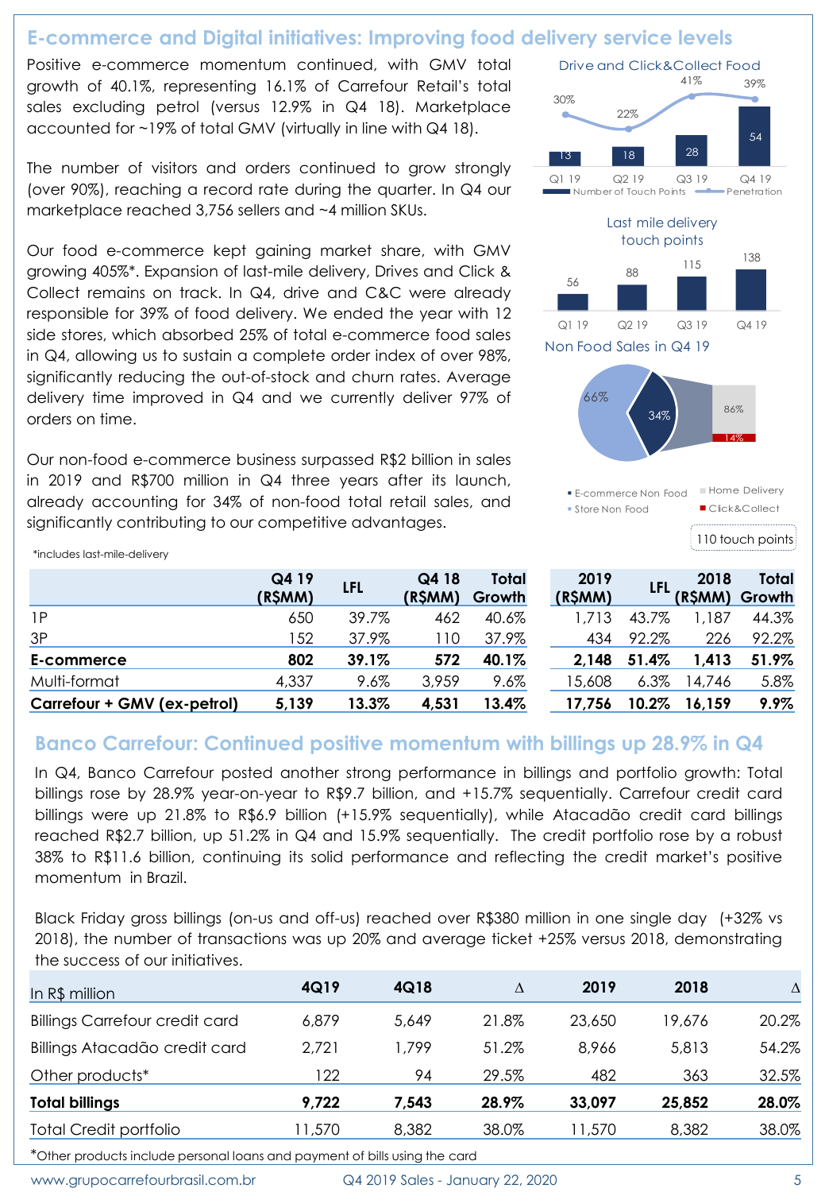## E-commerce and Digital initiatives: Improving food delivery service levels

Positive e-commerce momentum continued, with GMV total growth of 40.1%, representing 16.1% of Carrefour Retail's total sales excluding petrol (versus 12.9% in Q4 18). Marketplace accounted for ~19% of total GMV (virtually in line with Q4 18).

The number of visitors and orders continued to grow strongly (over 90%), reaching a record rate during the quarter. In Q4 our marketplace reached 3,756 sellers and ~4 million SKUs.

Our food e-commerce kept gaining market share, with GMV growing 405%*. Expansion of last-mile delivery, Drives and Click & Collect remains on track. In Q4, drive and C&C were already responsible for 39% of food delivery. We ended the year with 12 side stores, which absorbed 25% of total e-commerce food sales in Q4, allowing us to sustain a complete order index of over 98%, significantly reducing the out-of-stock and churn rates. Average delivery time improved in Q4 and we currently deliver 97% of orders on time.

Our non-food e-commerce business surpassed R$2 billion in sales in 2019 and R$700 million in Q4 three years after its launch, already accounting for 34% of non-food total retail sales, and significantly contributing to our competitive advantages.

*includes last-mile-delivery

Drive and Click&Collect Food

| | Q1 19 | Q2 19 | Q3 19 | Q4 19 |
|---|---|---|---|---|
| Number of Touch Points | 13 | 18 | 28 | 54 |
| Penetration | 30% | 22% | 41% | 39% |

Last mile delivery touch points

| Q1 19 | Q2 19 | Q3 19 | Q4 19 |
|---|---|---|---|
| 56 | 88 | 115 | 138 |

Non Food Sales in Q4 19

- E-commerce Non Food: 34%
- Store Non Food: 66%
- Home Delivery: 86%
- Click&Collect: 14%

110 touch points

| | Q4 19 (R$MM) | LFL | Q4 18 (R$MM) | Total Growth | 2019 (R$MM) | LFL | 2018 (R$MM) | Total Growth |
|---|---|---|---|---|---|---|---|---|
| 1P | 650 | 39.7% | 462 | 40.6% | 1,713 | 43.7% | 1,187 | 44.3% |
| 3P | 152 | 37.9% | 110 | 37.9% | 434 | 92.2% | 226 | 92.2% |
| **E-commerce** | **802** | **39.1%** | **572** | **40.1%** | **2,148** | **51.4%** | **1,413** | **51.9%** |
| Multi-format | 4,337 | 9.6% | 3,959 | 9.6% | 15,608 | 6.3% | 14,746 | 5.8% |
| **Carrefour + GMV (ex-petrol)** | **5,139** | **13.3%** | **4,531** | **13.4%** | **17,756** | **10.2%** | **16,159** | **9.9%** |

## Banco Carrefour: Continued positive momentum with billings up 28.9% in Q4

In Q4, Banco Carrefour posted another strong performance in billings and portfolio growth: Total billings rose by 28.9% year-on-year to R$9.7 billion, and +15.7% sequentially. Carrefour credit card billings were up 21.8% to R$6.9 billion (+15.9% sequentially), while Atacadão credit card billings reached R$2.7 billion, up 51.2% in Q4 and 15.9% sequentially. The credit portfolio rose by a robust 38% to R$11.6 billion, continuing its solid performance and reflecting the credit market's positive momentum in Brazil.

Black Friday gross billings (on-us and off-us) reached over R$380 million in one single day (+32% vs 2018), the number of transactions was up 20% and average ticket +25% versus 2018, demonstrating the success of our initiatives.

| In R$ million | 4Q19 | 4Q18 | Δ | 2019 | 2018 | Δ |
|---|---|---|---|---|---|---|
| Billings Carrefour credit card | 6,879 | 5,649 | 21.8% | 23,650 | 19,676 | 20.2% |
| Billings Atacadão credit card | 2,721 | 1,799 | 51.2% | 8,966 | 5,813 | 54.2% |
| Other products* | 122 | 94 | 29.5% | 482 | 363 | 32.5% |
| **Total billings** | **9,722** | **7,543** | **28.9%** | **33,097** | **25,852** | **28.0%** |
| Total Credit portfolio | 11,570 | 8,382 | 38.0% | 11,570 | 8,382 | 38.0% |

*Other products include personal loans and payment of bills using the card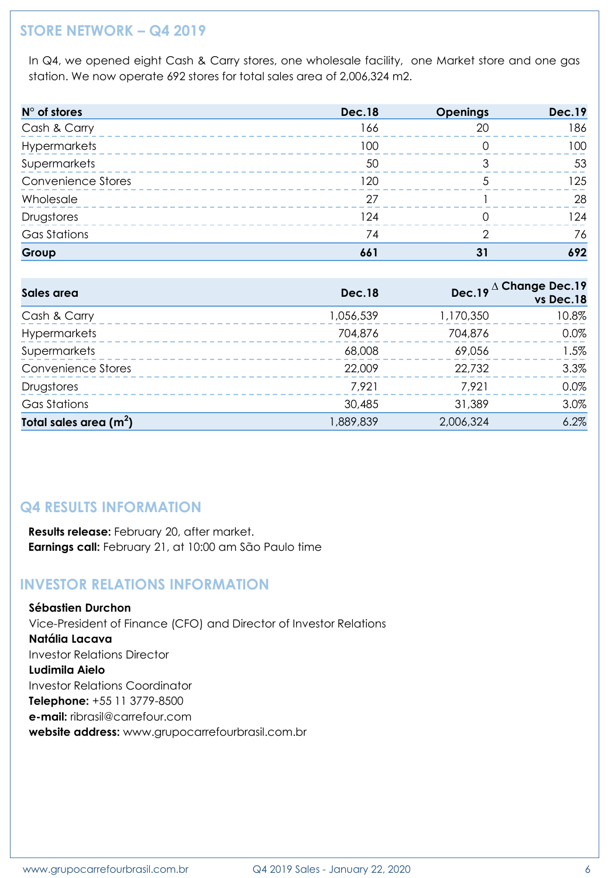## STORE NETWORK – Q4 2019

In Q4, we opened eight Cash & Carry stores, one wholesale facility, one Market store and one gas station. We now operate 692 stores for total sales area of 2,006,324 m2.

| N° of stores | Dec.18 | Openings | Dec.19 |
|---|---|---|---|
| Cash & Carry | 166 | 20 | 186 |
| Hypermarkets | 100 | 0 | 100 |
| Supermarkets | 50 | 3 | 53 |
| Convenience Stores | 120 | 5 | 125 |
| Wholesale | 27 | 1 | 28 |
| Drugstores | 124 | 0 | 124 |
| Gas Stations | 74 | 2 | 76 |
| **Group** | **661** | **31** | **692** |

| Sales area | Dec.18 | Dec.19 | Δ Change Dec.19 vs Dec.18 |
|---|---|---|---|
| Cash & Carry | 1,056,539 | 1,170,350 | 10.8% |
| Hypermarkets | 704,876 | 704,876 | 0.0% |
| Supermarkets | 68,008 | 69,056 | 1.5% |
| Convenience Stores | 22,009 | 22,732 | 3.3% |
| Drugstores | 7,921 | 7,921 | 0.0% |
| Gas Stations | 30,485 | 31,389 | 3.0% |
| **Total sales area ($m^2$)** | 1,889,839 | 2,006,324 | 6.2% |

## Q4 RESULTS INFORMATION

**Results release:** February 20, after market.
**Earnings call:** February 21, at 10:00 am São Paulo time

## INVESTOR RELATIONS INFORMATION

**Sébastien Durchon**
Vice-President of Finance (CFO) and Director of Investor Relations
**Natália Lacava**
Investor Relations Director
**Ludimila Aielo**
Investor Relations Coordinator
**Telephone:** +55 11 3779-8500
**e-mail:** ribrasil@carrefour.com
**website address:** www.grupocarrefourbrasil.com.br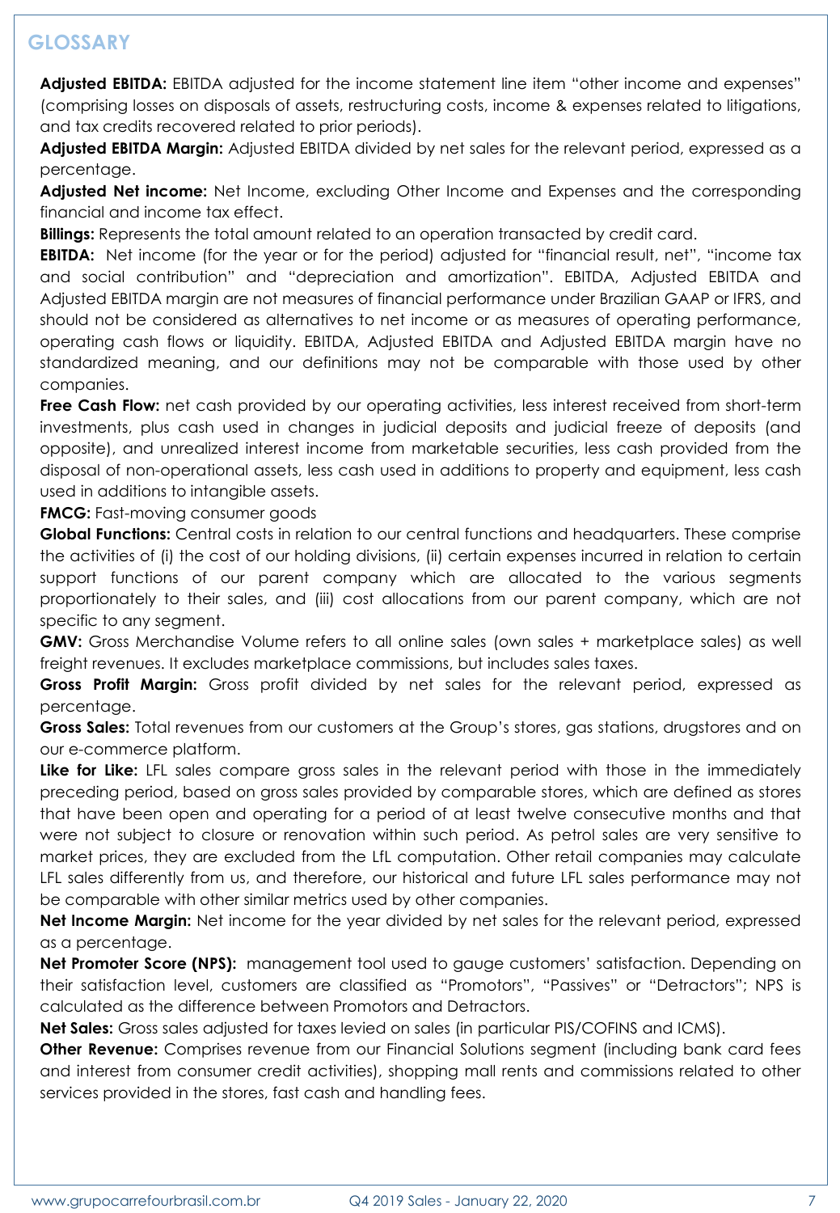## GLOSSARY

**Adjusted EBITDA:** EBITDA adjusted for the income statement line item "other income and expenses" (comprising losses on disposals of assets, restructuring costs, income & expenses related to litigations, and tax credits recovered related to prior periods).

**Adjusted EBITDA Margin:** Adjusted EBITDA divided by net sales for the relevant period, expressed as a percentage.

**Adjusted Net income:** Net Income, excluding Other Income and Expenses and the corresponding financial and income tax effect.

**Billings:** Represents the total amount related to an operation transacted by credit card.

**EBITDA:** Net income (for the year or for the period) adjusted for "financial result, net", "income tax and social contribution" and "depreciation and amortization". EBITDA, Adjusted EBITDA and Adjusted EBITDA margin are not measures of financial performance under Brazilian GAAP or IFRS, and should not be considered as alternatives to net income or as measures of operating performance, operating cash flows or liquidity. EBITDA, Adjusted EBITDA and Adjusted EBITDA margin have no standardized meaning, and our definitions may not be comparable with those used by other companies.

**Free Cash Flow:** net cash provided by our operating activities, less interest received from short-term investments, plus cash used in changes in judicial deposits and judicial freeze of deposits (and opposite), and unrealized interest income from marketable securities, less cash provided from the disposal of non-operational assets, less cash used in additions to property and equipment, less cash used in additions to intangible assets.

**FMCG:** Fast-moving consumer goods

**Global Functions:** Central costs in relation to our central functions and headquarters. These comprise the activities of (i) the cost of our holding divisions, (ii) certain expenses incurred in relation to certain support functions of our parent company which are allocated to the various segments proportionately to their sales, and (iii) cost allocations from our parent company, which are not specific to any segment.

**GMV:** Gross Merchandise Volume refers to all online sales (own sales + marketplace sales) as well freight revenues. It excludes marketplace commissions, but includes sales taxes.

**Gross Profit Margin:** Gross profit divided by net sales for the relevant period, expressed as percentage.

**Gross Sales:** Total revenues from our customers at the Group's stores, gas stations, drugstores and on our e-commerce platform.

**Like for Like:** LFL sales compare gross sales in the relevant period with those in the immediately preceding period, based on gross sales provided by comparable stores, which are defined as stores that have been open and operating for a period of at least twelve consecutive months and that were not subject to closure or renovation within such period. As petrol sales are very sensitive to market prices, they are excluded from the LfL computation. Other retail companies may calculate LFL sales differently from us, and therefore, our historical and future LFL sales performance may not be comparable with other similar metrics used by other companies.

**Net Income Margin:** Net income for the year divided by net sales for the relevant period, expressed as a percentage.

**Net Promoter Score (NPS):** management tool used to gauge customers' satisfaction. Depending on their satisfaction level, customers are classified as "Promotors", "Passives" or "Detractors"; NPS is calculated as the difference between Promotors and Detractors.

**Net Sales:** Gross sales adjusted for taxes levied on sales (in particular PIS/COFINS and ICMS).

**Other Revenue:** Comprises revenue from our Financial Solutions segment (including bank card fees and interest from consumer credit activities), shopping mall rents and commissions related to other services provided in the stores, fast cash and handling fees.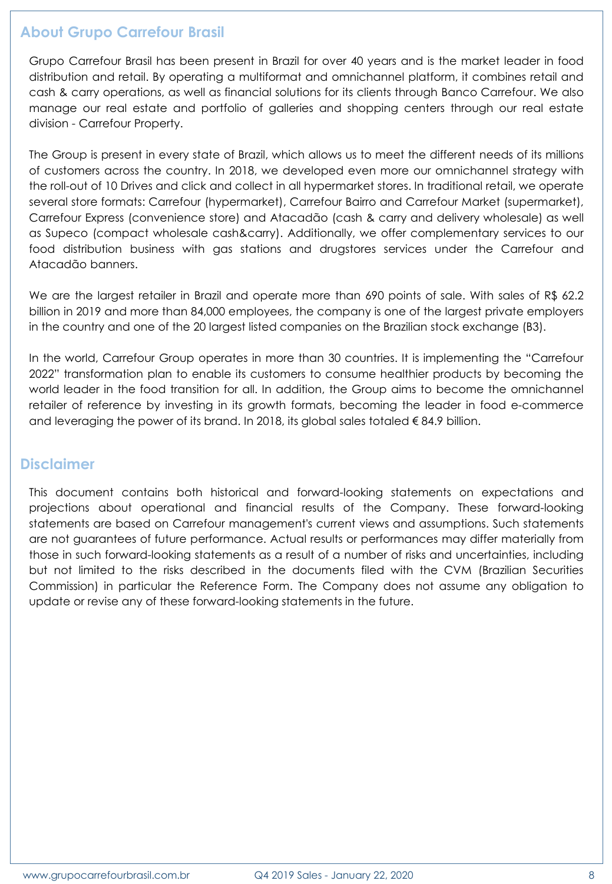## About Grupo Carrefour Brasil

Grupo Carrefour Brasil has been present in Brazil for over 40 years and is the market leader in food distribution and retail. By operating a multiformat and omnichannel platform, it combines retail and cash & carry operations, as well as financial solutions for its clients through Banco Carrefour. We also manage our real estate and portfolio of galleries and shopping centers through our real estate division - Carrefour Property.

The Group is present in every state of Brazil, which allows us to meet the different needs of its millions of customers across the country. In 2018, we developed even more our omnichannel strategy with the roll-out of 10 Drives and click and collect in all hypermarket stores. In traditional retail, we operate several store formats: Carrefour (hypermarket), Carrefour Bairro and Carrefour Market (supermarket), Carrefour Express (convenience store) and Atacadão (cash & carry and delivery wholesale) as well as Supeco (compact wholesale cash&carry). Additionally, we offer complementary services to our food distribution business with gas stations and drugstores services under the Carrefour and Atacadão banners.

We are the largest retailer in Brazil and operate more than 690 points of sale. With sales of R$ 62.2 billion in 2019 and more than 84,000 employees, the company is one of the largest private employers in the country and one of the 20 largest listed companies on the Brazilian stock exchange (B3).

In the world, Carrefour Group operates in more than 30 countries. It is implementing the "Carrefour 2022" transformation plan to enable its customers to consume healthier products by becoming the world leader in the food transition for all. In addition, the Group aims to become the omnichannel retailer of reference by investing in its growth formats, becoming the leader in food e-commerce and leveraging the power of its brand. In 2018, its global sales totaled € 84.9 billion.

## Disclaimer

This document contains both historical and forward-looking statements on expectations and projections about operational and financial results of the Company. These forward-looking statements are based on Carrefour management's current views and assumptions. Such statements are not guarantees of future performance. Actual results or performances may differ materially from those in such forward-looking statements as a result of a number of risks and uncertainties, including but not limited to the risks described in the documents filed with the CVM (Brazilian Securities Commission) in particular the Reference Form. The Company does not assume any obligation to update or revise any of these forward-looking statements in the future.